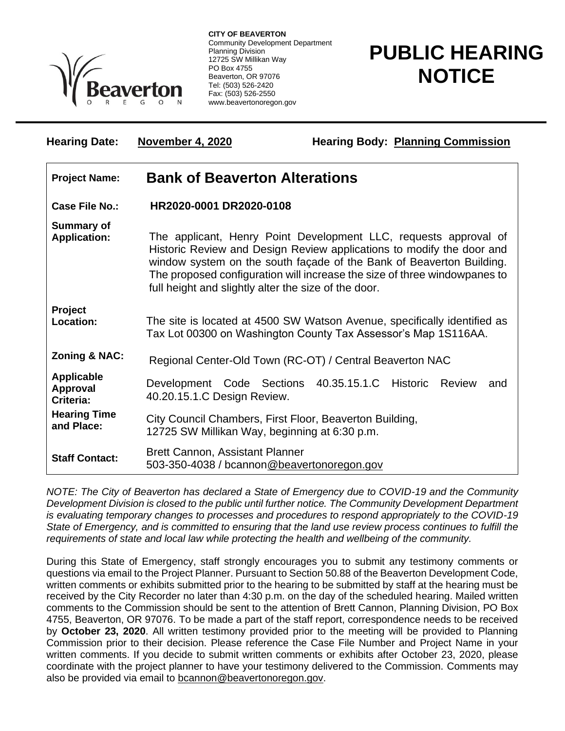**CITY OF BEAVERTON**
Community Development Department
Planning Division
12725 SW Millikan Way
PO Box 4755
Beaverton, OR 97076
Tel: (503) 526-2420
Fax: (503) 526-2550
www.beavertonoregon.gov

# PUBLIC HEARING NOTICE

**Hearing Date:** **November 4, 2020** **Hearing Body:** **Planning Commission**

| | |
|---|---|
| **Project Name:** | **Bank of Beaverton Alterations** |
| **Case File No.:** | **HR2020-0001 DR2020-0108** |
| **Summary of Application:** | The applicant, Henry Point Development LLC, requests approval of Historic Review and Design Review applications to modify the door and window system on the south façade of the Bank of Beaverton Building. The proposed configuration will increase the size of three windowpanes to full height and slightly alter the size of the door. |
| **Project Location:** | The site is located at 4500 SW Watson Avenue, specifically identified as Tax Lot 00300 on Washington County Tax Assessor's Map 1S116AA. |
| **Zoning & NAC:** | Regional Center-Old Town (RC-OT) / Central Beaverton NAC |
| **Applicable Approval Criteria:** | Development Code Sections 40.35.15.1.C Historic Review and 40.20.15.1.C Design Review. |
| **Hearing Time and Place:** | City Council Chambers, First Floor, Beaverton Building, 12725 SW Millikan Way, beginning at 6:30 p.m. |
| **Staff Contact:** | Brett Cannon, Assistant Planner 503-350-4038 / bcannon@beavertonoregon.gov |

*NOTE: The City of Beaverton has declared a State of Emergency due to COVID-19 and the Community Development Division is closed to the public until further notice. The Community Development Department is evaluating temporary changes to processes and procedures to respond appropriately to the COVID-19 State of Emergency, and is committed to ensuring that the land use review process continues to fulfill the requirements of state and local law while protecting the health and wellbeing of the community.*

During this State of Emergency, staff strongly encourages you to submit any testimony comments or questions via email to the Project Planner. Pursuant to Section 50.88 of the Beaverton Development Code, written comments or exhibits submitted prior to the hearing to be submitted by staff at the hearing must be received by the City Recorder no later than 4:30 p.m. on the day of the scheduled hearing. Mailed written comments to the Commission should be sent to the attention of Brett Cannon, Planning Division, PO Box 4755, Beaverton, OR 97076. To be made a part of the staff report, correspondence needs to be received by **October 23, 2020**. All written testimony provided prior to the meeting will be provided to Planning Commission prior to their decision. Please reference the Case File Number and Project Name in your written comments. If you decide to submit written comments or exhibits after October 23, 2020, please coordinate with the project planner to have your testimony delivered to the Commission. Comments may also be provided via email to bcannon@beavertonoregon.gov.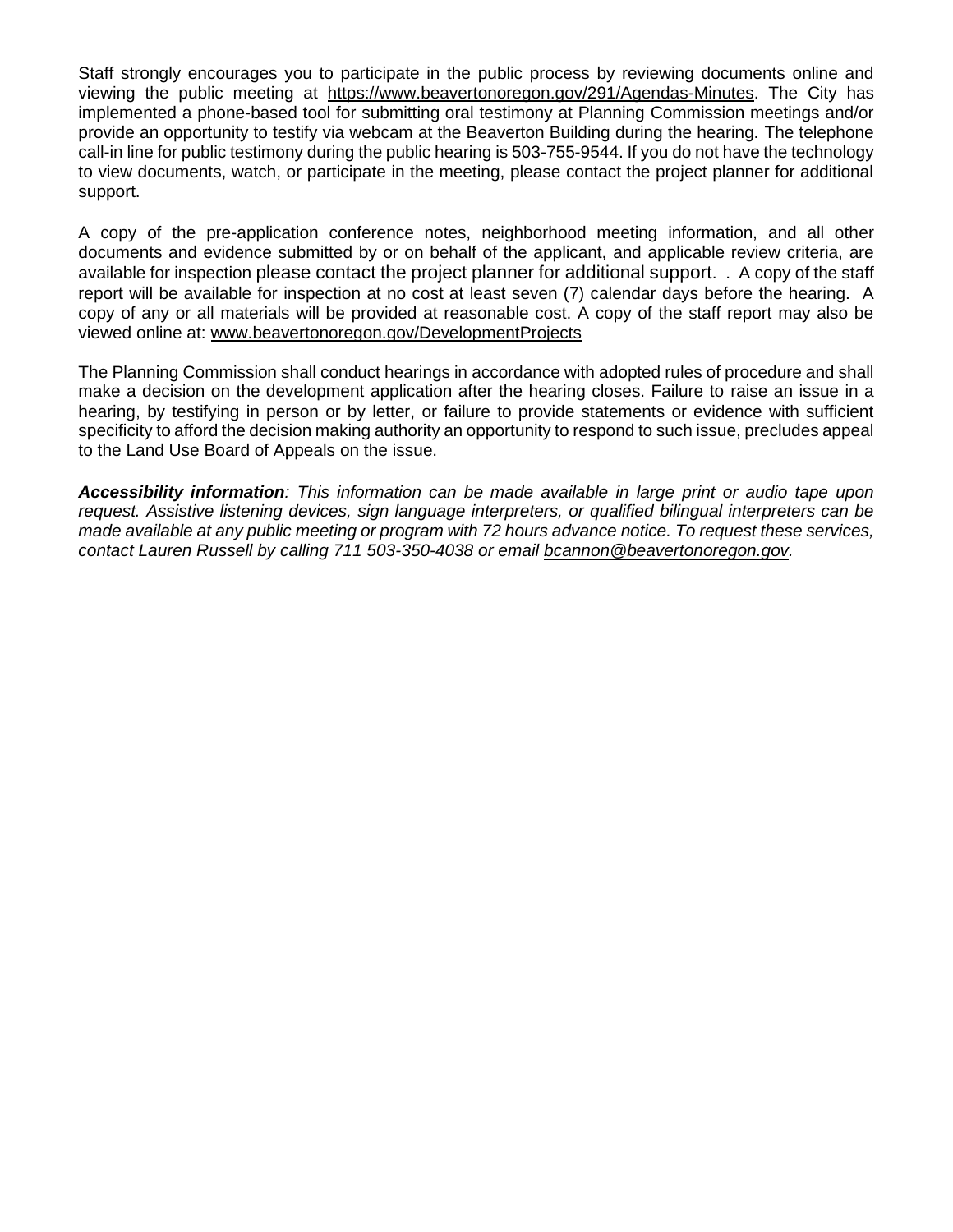Staff strongly encourages you to participate in the public process by reviewing documents online and viewing the public meeting at https://www.beavertonoregon.gov/291/Agendas-Minutes. The City has implemented a phone-based tool for submitting oral testimony at Planning Commission meetings and/or provide an opportunity to testify via webcam at the Beaverton Building during the hearing. The telephone call-in line for public testimony during the public hearing is 503-755-9544. If you do not have the technology to view documents, watch, or participate in the meeting, please contact the project planner for additional support.

A copy of the pre-application conference notes, neighborhood meeting information, and all other documents and evidence submitted by or on behalf of the applicant, and applicable review criteria, are available for inspection please contact the project planner for additional support. . A copy of the staff report will be available for inspection at no cost at least seven (7) calendar days before the hearing. A copy of any or all materials will be provided at reasonable cost. A copy of the staff report may also be viewed online at: www.beavertonoregon.gov/DevelopmentProjects

The Planning Commission shall conduct hearings in accordance with adopted rules of procedure and shall make a decision on the development application after the hearing closes. Failure to raise an issue in a hearing, by testifying in person or by letter, or failure to provide statements or evidence with sufficient specificity to afford the decision making authority an opportunity to respond to such issue, precludes appeal to the Land Use Board of Appeals on the issue.

***Accessibility information****: This information can be made available in large print or audio tape upon request. Assistive listening devices, sign language interpreters, or qualified bilingual interpreters can be made available at any public meeting or program with 72 hours advance notice. To request these services, contact Lauren Russell by calling 711 503-350-4038 or email bcannon@beavertonoregon.gov.*